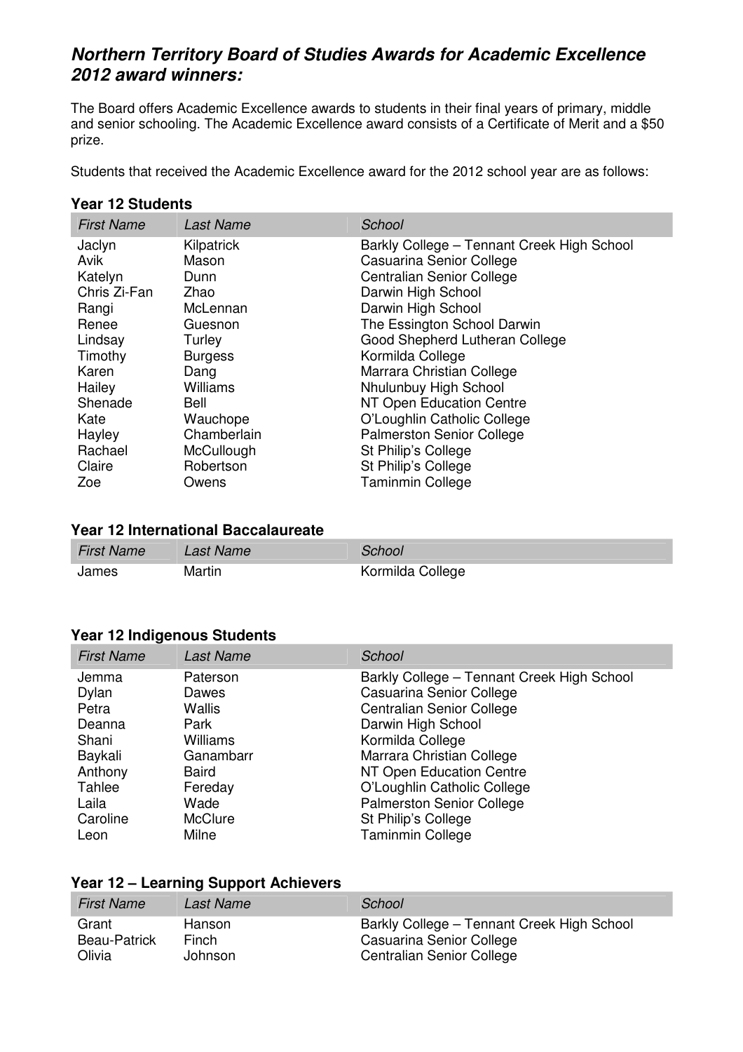# *Northern Territory Board of Studies Awards for Academic Excellence 2012 award winners:*

The Board offers Academic Excellence awards to students in their final years of primary, middle and senior schooling. The Academic Excellence award consists of a Certificate of Merit and a $50 prize.

Students that received the Academic Excellence award for the 2012 school year are as follows:

### Year 12 Students

| *First Name* | *Last Name* | *School* |
|---|---|---|
| Jaclyn | Kilpatrick | Barkly College – Tennant Creek High School |
| Avik | Mason | Casuarina Senior College |
| Katelyn | Dunn | Centralian Senior College |
| Chris Zi-Fan | Zhao | Darwin High School |
| Rangi | McLennan | Darwin High School |
| Renee | Guesnon | The Essington School Darwin |
| Lindsay | Turley | Good Shepherd Lutheran College |
| Timothy | Burgess | Kormilda College |
| Karen | Dang | Marrara Christian College |
| Hailey | Williams | Nhulunbuy High School |
| Shenade | Bell | NT Open Education Centre |
| Kate | Wauchope | O'Loughlin Catholic College |
| Hayley | Chamberlain | Palmerston Senior College |
| Rachael | McCullough | St Philip's College |
| Claire | Robertson | St Philip's College |
| Zoe | Owens | Taminmin College |

### Year 12 International Baccalaureate

| *First Name* | *Last Name* | *School* |
|---|---|---|
| James | Martin | Kormilda College |

### Year 12 Indigenous Students

| *First Name* | *Last Name* | *School* |
|---|---|---|
| Jemma | Paterson | Barkly College – Tennant Creek High School |
| Dylan | Dawes | Casuarina Senior College |
| Petra | Wallis | Centralian Senior College |
| Deanna | Park | Darwin High School |
| Shani | Williams | Kormilda College |
| Baykali | Ganambarr | Marrara Christian College |
| Anthony | Baird | NT Open Education Centre |
| Tahlee | Fereday | O'Loughlin Catholic College |
| Laila | Wade | Palmerston Senior College |
| Caroline | McClure | St Philip's College |
| Leon | Milne | Taminmin College |

### Year 12 – Learning Support Achievers

| *First Name* | *Last Name* | *School* |
|---|---|---|
| Grant | Hanson | Barkly College – Tennant Creek High School |
| Beau-Patrick | Finch | Casuarina Senior College |
| Olivia | Johnson | Centralian Senior College |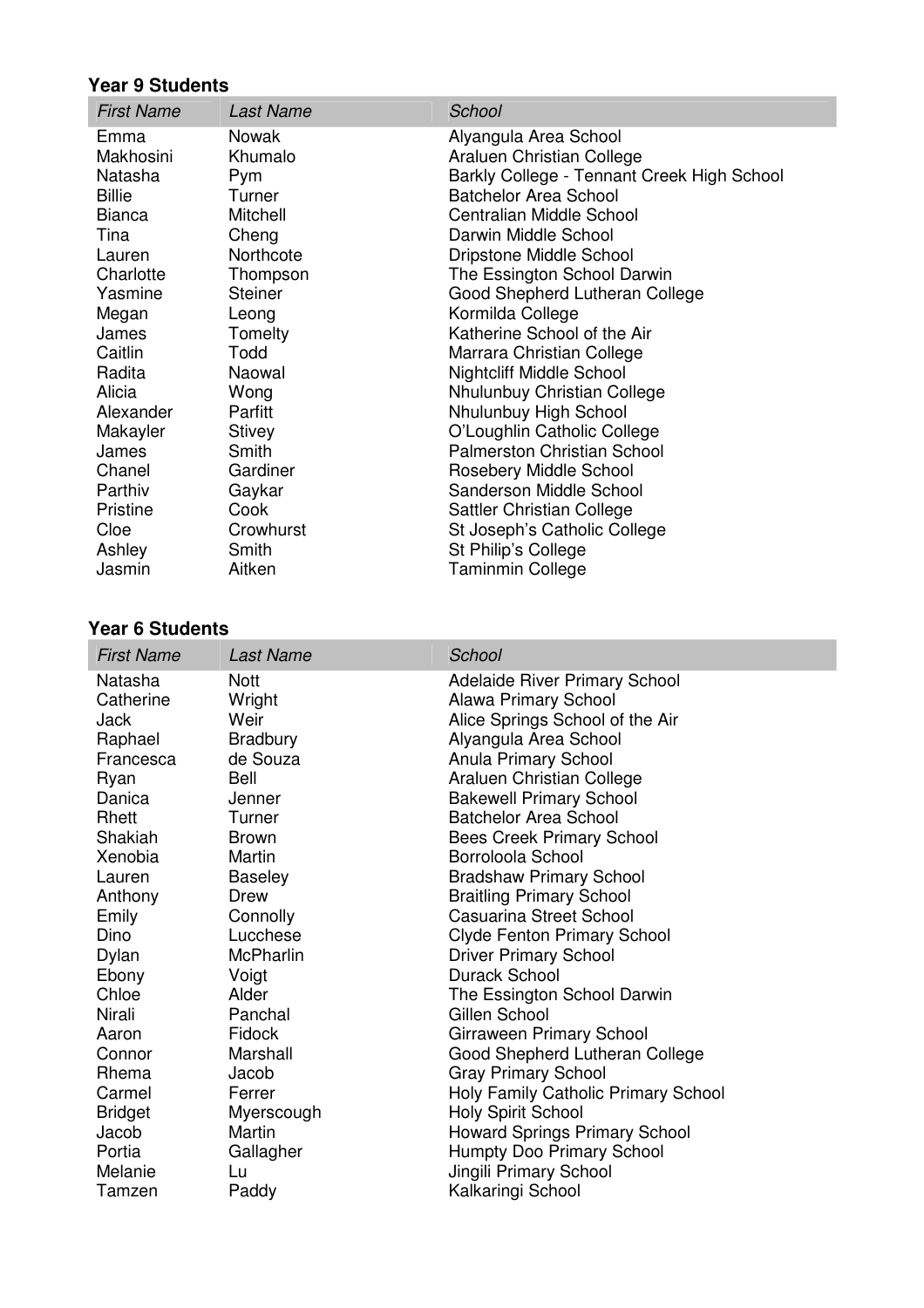### Year 9 Students

| First Name | Last Name | School |
| --- | --- | --- |
| Emma | Nowak | Alyangula Area School |
| Makhosini | Khumalo | Araluen Christian College |
| Natasha | Pym | Barkly College - Tennant Creek High School |
| Billie | Turner | Batchelor Area School |
| Bianca | Mitchell | Centralian Middle School |
| Tina | Cheng | Darwin Middle School |
| Lauren | Northcote | Dripstone Middle School |
| Charlotte | Thompson | The Essington School Darwin |
| Yasmine | Steiner | Good Shepherd Lutheran College |
| Megan | Leong | Kormilda College |
| James | Tomelty | Katherine School of the Air |
| Caitlin | Todd | Marrara Christian College |
| Radita | Naowal | Nightcliff Middle School |
| Alicia | Wong | Nhulunbuy Christian College |
| Alexander | Parfitt | Nhulunbuy High School |
| Makayler | Stivey | O'Loughlin Catholic College |
| James | Smith | Palmerston Christian School |
| Chanel | Gardiner | Rosebery Middle School |
| Parthiv | Gaykar | Sanderson Middle School |
| Pristine | Cook | Sattler Christian College |
| Cloe | Crowhurst | St Joseph's Catholic College |
| Ashley | Smith | St Philip's College |
| Jasmin | Aitken | Taminmin College |

### Year 6 Students

| First Name | Last Name | School |
| --- | --- | --- |
| Natasha | Nott | Adelaide River Primary School |
| Catherine | Wright | Alawa Primary School |
| Jack | Weir | Alice Springs School of the Air |
| Raphael | Bradbury | Alyangula Area School |
| Francesca | de Souza | Anula Primary School |
| Ryan | Bell | Araluen Christian College |
| Danica | Jenner | Bakewell Primary School |
| Rhett | Turner | Batchelor Area School |
| Shakiah | Brown | Bees Creek Primary School |
| Xenobia | Martin | Borroloola School |
| Lauren | Baseley | Bradshaw Primary School |
| Anthony | Drew | Braitling Primary School |
| Emily | Connolly | Casuarina Street School |
| Dino | Lucchese | Clyde Fenton Primary School |
| Dylan | McPharlin | Driver Primary School |
| Ebony | Voigt | Durack School |
| Chloe | Alder | The Essington School Darwin |
| Nirali | Panchal | Gillen School |
| Aaron | Fidock | Girraween Primary School |
| Connor | Marshall | Good Shepherd Lutheran College |
| Rhema | Jacob | Gray Primary School |
| Carmel | Ferrer | Holy Family Catholic Primary School |
| Bridget | Myerscough | Holy Spirit School |
| Jacob | Martin | Howard Springs Primary School |
| Portia | Gallagher | Humpty Doo Primary School |
| Melanie | Lu | Jingili Primary School |
| Tamzen | Paddy | Kalkaringi School |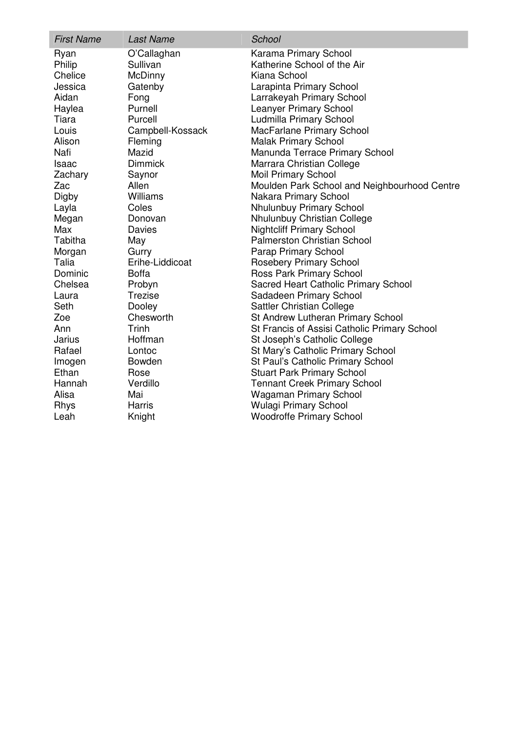| First Name | Last Name | School |
|---|---|---|
| Ryan | O'Callaghan | Karama Primary School |
| Philip | Sullivan | Katherine School of the Air |
| Chelice | McDinny | Kiana School |
| Jessica | Gatenby | Larapinta Primary School |
| Aidan | Fong | Larrakeyah Primary School |
| Haylea | Purnell | Leanyer Primary School |
| Tiara | Purcell | Ludmilla Primary School |
| Louis | Campbell-Kossack | MacFarlane Primary School |
| Alison | Fleming | Malak Primary School |
| Nafi | Mazid | Manunda Terrace Primary School |
| Isaac | Dimmick | Marrara Christian College |
| Zachary | Saynor | Moil Primary School |
| Zac | Allen | Moulden Park School and Neighbourhood Centre |
| Digby | Williams | Nakara Primary School |
| Layla | Coles | Nhulunbuy Primary School |
| Megan | Donovan | Nhulunbuy Christian College |
| Max | Davies | Nightcliff Primary School |
| Tabitha | May | Palmerston Christian School |
| Morgan | Gurry | Parap Primary School |
| Talia | Erihe-Liddicoat | Rosebery Primary School |
| Dominic | Boffa | Ross Park Primary School |
| Chelsea | Probyn | Sacred Heart Catholic Primary School |
| Laura | Trezise | Sadadeen Primary School |
| Seth | Dooley | Sattler Christian College |
| Zoe | Chesworth | St Andrew Lutheran Primary School |
| Ann | Trinh | St Francis of Assisi Catholic Primary School |
| Jarius | Hoffman | St Joseph's Catholic College |
| Rafael | Lontoc | St Mary's Catholic Primary School |
| Imogen | Bowden | St Paul's Catholic Primary School |
| Ethan | Rose | Stuart Park Primary School |
| Hannah | Verdillo | Tennant Creek Primary School |
| Alisa | Mai | Wagaman Primary School |
| Rhys | Harris | Wulagi Primary School |
| Leah | Knight | Woodroffe Primary School |